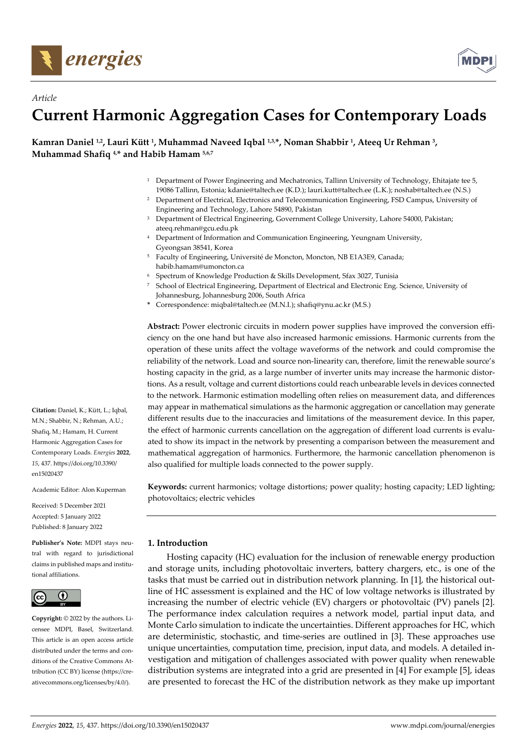*Article*

# Current Harmonic Aggregation Cases for Contemporary Loads

**Kamran Daniel [1,2], Lauri Kütt [1], Muhammad Naveed Iqbal [1,3,*], Noman Shabbir [1], Ateeq Ur Rehman [3], Muhammad Shafiq [4,*] and Habib Hamam [5,6,7]**

[1] Department of Power Engineering and Mechatronics, Tallinn University of Technology, Ehitajate tee 5, 19086 Tallinn, Estonia; kdanie@taltech.ee (K.D.); lauri.kutt@taltech.ee (L.K.); noshab@taltech.ee (N.S.)
[2] Department of Electrical, Electronics and Telecommunication Engineering, FSD Campus, University of Engineering and Technology, Lahore 54890, Pakistan
[3] Department of Electrical Engineering, Government College University, Lahore 54000, Pakistan; ateeq.rehman@gcu.edu.pk
[4] Department of Information and Communication Engineering, Yeungnam University, Gyeongsan 38541, Korea
[5] Faculty of Engineering, Université de Moncton, Moncton, NB E1A3E9, Canada; habib.hamam@umoncton.ca
[6] Spectrum of Knowledge Production & Skills Development, Sfax 3027, Tunisia
[7] School of Electrical Engineering, Department of Electrical and Electronic Eng. Science, University of Johannesburg, Johannesburg 2006, South Africa
* Correspondence: miqbal@taltech.ee (M.N.I.); shafiq@ynu.ac.kr (M.S.)

**Abstract:** Power electronic circuits in modern power supplies have improved the conversion efficiency on the one hand but have also increased harmonic emissions. Harmonic currents from the operation of these units affect the voltage waveforms of the network and could compromise the reliability of the network. Load and source non-linearity can, therefore, limit the renewable source's hosting capacity in the grid, as a large number of inverter units may increase the harmonic distortions. As a result, voltage and current distortions could reach unbearable levels in devices connected to the network. Harmonic estimation modelling often relies on measurement data, and differences may appear in mathematical simulations as the harmonic aggregation or cancellation may generate different results due to the inaccuracies and limitations of the measurement device. In this paper, the effect of harmonic currents cancellation on the aggregation of different load currents is evaluated to show its impact in the network by presenting a comparison between the measurement and mathematical aggregation of harmonics. Furthermore, the harmonic cancellation phenomenon is also qualified for multiple loads connected to the power supply.

**Keywords:** current harmonics; voltage distortions; power quality; hosting capacity; LED lighting; photovoltaics; electric vehicles

**Citation:** Daniel, K.; Kütt, L.; Iqbal, M.N.; Shabbir, N.; Rehman, A.U.; Shafiq, M.; Hamam, H. Current Harmonic Aggregation Cases for Contemporary Loads. *Energies* **2022**, *15*, 437. https://doi.org/10.3390/en15020437

Academic Editor: Alon Kuperman

Received: 5 December 2021
Accepted: 5 January 2022
Published: 8 January 2022

**Publisher's Note:** MDPI stays neutral with regard to jurisdictional claims in published maps and institutional affiliations.

**Copyright:** © 2022 by the authors. Licensee MDPI, Basel, Switzerland. This article is an open access article distributed under the terms and conditions of the Creative Commons Attribution (CC BY) license (https://creativecommons.org/licenses/by/4.0/).

## 1. Introduction

Hosting capacity (HC) evaluation for the inclusion of renewable energy production and storage units, including photovoltaic inverters, battery chargers, etc., is one of the tasks that must be carried out in distribution network planning. In [1], the historical outline of HC assessment is explained and the HC of low voltage networks is illustrated by increasing the number of electric vehicle (EV) chargers or photovoltaic (PV) panels [2]. The performance index calculation requires a network model, partial input data, and Monte Carlo simulation to indicate the uncertainties. Different approaches for HC, which are deterministic, stochastic, and time-series are outlined in [3]. These approaches use unique uncertainties, computation time, precision, input data, and models. A detailed investigation and mitigation of challenges associated with power quality when renewable distribution systems are integrated into a grid are presented in [4] For example [5], ideas are presented to forecast the HC of the distribution network as they make up important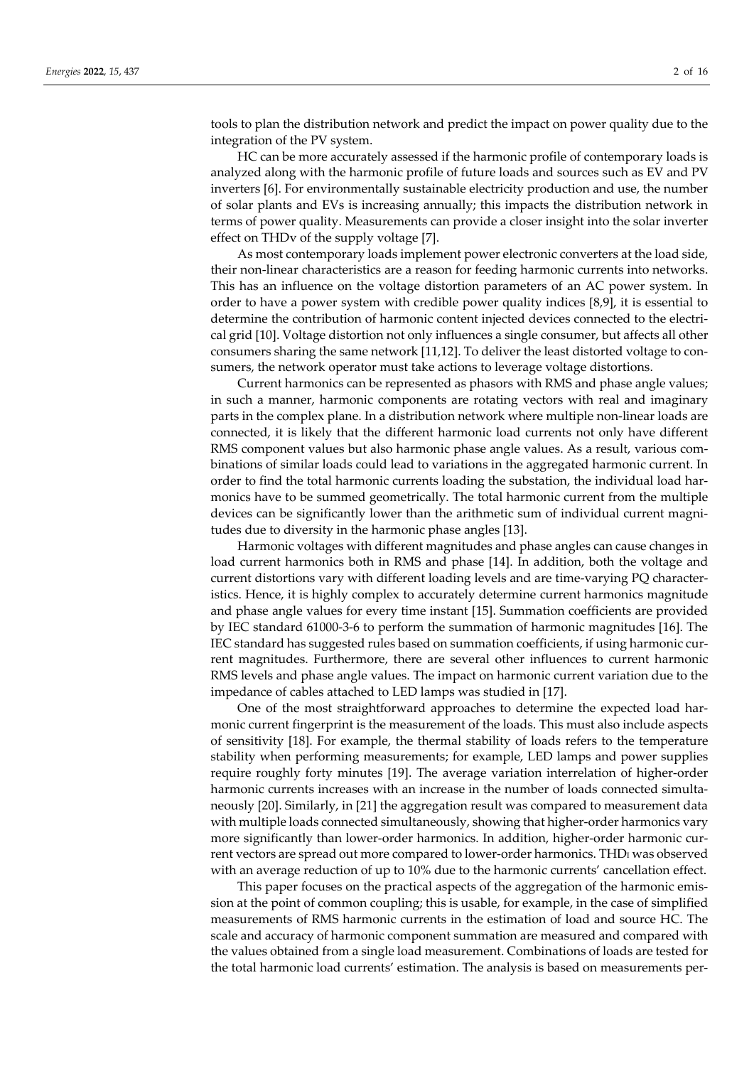tools to plan the distribution network and predict the impact on power quality due to the integration of the PV system.

HC can be more accurately assessed if the harmonic profile of contemporary loads is analyzed along with the harmonic profile of future loads and sources such as EV and PV inverters [6]. For environmentally sustainable electricity production and use, the number of solar plants and EVs is increasing annually; this impacts the distribution network in terms of power quality. Measurements can provide a closer insight into the solar inverter effect on THDv of the supply voltage [7].

As most contemporary loads implement power electronic converters at the load side, their non-linear characteristics are a reason for feeding harmonic currents into networks. This has an influence on the voltage distortion parameters of an AC power system. In order to have a power system with credible power quality indices [8,9], it is essential to determine the contribution of harmonic content injected devices connected to the electrical grid [10]. Voltage distortion not only influences a single consumer, but affects all other consumers sharing the same network [11,12]. To deliver the least distorted voltage to consumers, the network operator must take actions to leverage voltage distortions.

Current harmonics can be represented as phasors with RMS and phase angle values; in such a manner, harmonic components are rotating vectors with real and imaginary parts in the complex plane. In a distribution network where multiple non-linear loads are connected, it is likely that the different harmonic load currents not only have different RMS component values but also harmonic phase angle values. As a result, various combinations of similar loads could lead to variations in the aggregated harmonic current. In order to find the total harmonic currents loading the substation, the individual load harmonics have to be summed geometrically. The total harmonic current from the multiple devices can be significantly lower than the arithmetic sum of individual current magnitudes due to diversity in the harmonic phase angles [13].

Harmonic voltages with different magnitudes and phase angles can cause changes in load current harmonics both in RMS and phase [14]. In addition, both the voltage and current distortions vary with different loading levels and are time-varying PQ characteristics. Hence, it is highly complex to accurately determine current harmonics magnitude and phase angle values for every time instant [15]. Summation coefficients are provided by IEC standard 61000-3-6 to perform the summation of harmonic magnitudes [16]. The IEC standard has suggested rules based on summation coefficients, if using harmonic current magnitudes. Furthermore, there are several other influences to current harmonic RMS levels and phase angle values. The impact on harmonic current variation due to the impedance of cables attached to LED lamps was studied in [17].

One of the most straightforward approaches to determine the expected load harmonic current fingerprint is the measurement of the loads. This must also include aspects of sensitivity [18]. For example, the thermal stability of loads refers to the temperature stability when performing measurements; for example, LED lamps and power supplies require roughly forty minutes [19]. The average variation interrelation of higher-order harmonic currents increases with an increase in the number of loads connected simultaneously [20]. Similarly, in [21] the aggregation result was compared to measurement data with multiple loads connected simultaneously, showing that higher-order harmonics vary more significantly than lower-order harmonics. In addition, higher-order harmonic current vectors are spread out more compared to lower-order harmonics. $THD_I$ was observed with an average reduction of up to 10% due to the harmonic currents' cancellation effect.

This paper focuses on the practical aspects of the aggregation of the harmonic emission at the point of common coupling; this is usable, for example, in the case of simplified measurements of RMS harmonic currents in the estimation of load and source HC. The scale and accuracy of harmonic component summation are measured and compared with the values obtained from a single load measurement. Combinations of loads are tested for the total harmonic load currents' estimation. The analysis is based on measurements per-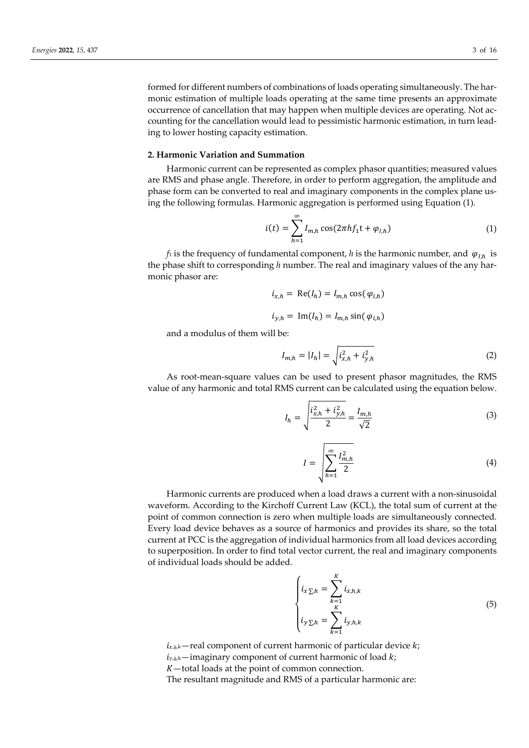formed for different numbers of combinations of loads operating simultaneously. The harmonic estimation of multiple loads operating at the same time presents an approximate occurrence of cancellation that may happen when multiple devices are operating. Not accounting for the cancellation would lead to pessimistic harmonic estimation, in turn leading to lower hosting capacity estimation.

## 2. Harmonic Variation and Summation

Harmonic current can be represented as complex phasor quantities; measured values are RMS and phase angle. Therefore, in order to perform aggregation, the amplitude and phase form can be converted to real and imaginary components in the complex plane using the following formulas. Harmonic aggregation is performed using Equation (1).

$$i(t) = \sum_{h=1}^{\infty} I_{m,h} \cos(2\pi h f_1 t + \varphi_{I,h}) \tag{1}$$

$f_1$ is the frequency of fundamental component, $h$ is the harmonic number, and $\varphi_{I,h}$ is the phase shift to corresponding $h$ number. The real and imaginary values of the any harmonic phasor are:

$$i_{x,h} = \mathrm{Re}(I_h) = I_{m,h} \cos(\varphi_{i,h})$$

$$i_{y,h} = \mathrm{Im}(I_h) = I_{m,h} \sin(\varphi_{i,h})$$

and a modulus of them will be:

$$I_{m,h} = |I_h| = \sqrt{i_{x,h}^2 + i_{y,h}^2} \tag{2}$$

As root-mean-square values can be used to present phasor magnitudes, the RMS value of any harmonic and total RMS current can be calculated using the equation below.

$$I_h = \sqrt{\frac{i_{x,h}^2 + i_{y,h}^2}{2}} = \frac{I_{m,h}}{\sqrt{2}} \tag{3}$$

$$I = \sqrt{\sum_{h=1}^{\infty} \frac{I_{m,h}^2}{2}} \tag{4}$$

Harmonic currents are produced when a load draws a current with a non-sinusoidal waveform. According to the Kirchoff Current Law (KCL), the total sum of current at the point of common connection is zero when multiple loads are simultaneously connected. Every load device behaves as a source of harmonics and provides its share, so the total current at PCC is the aggregation of individual harmonics from all load devices according to superposition. In order to find total vector current, the real and imaginary components of individual loads should be added.

$$\begin{cases} i_{x\sum,h} = \sum_{k=1}^{K} i_{x,h,k} \\ i_{y\sum,h} = \sum_{k=1}^{K} i_{y,h,k} \end{cases} \tag{5}$$

$i_{x,h,k}$—real component of current harmonic of particular device $k$;

$i_{y,h,k}$—imaginary component of current harmonic of load $k$;

$K$—total loads at the point of common connection.

The resultant magnitude and RMS of a particular harmonic are: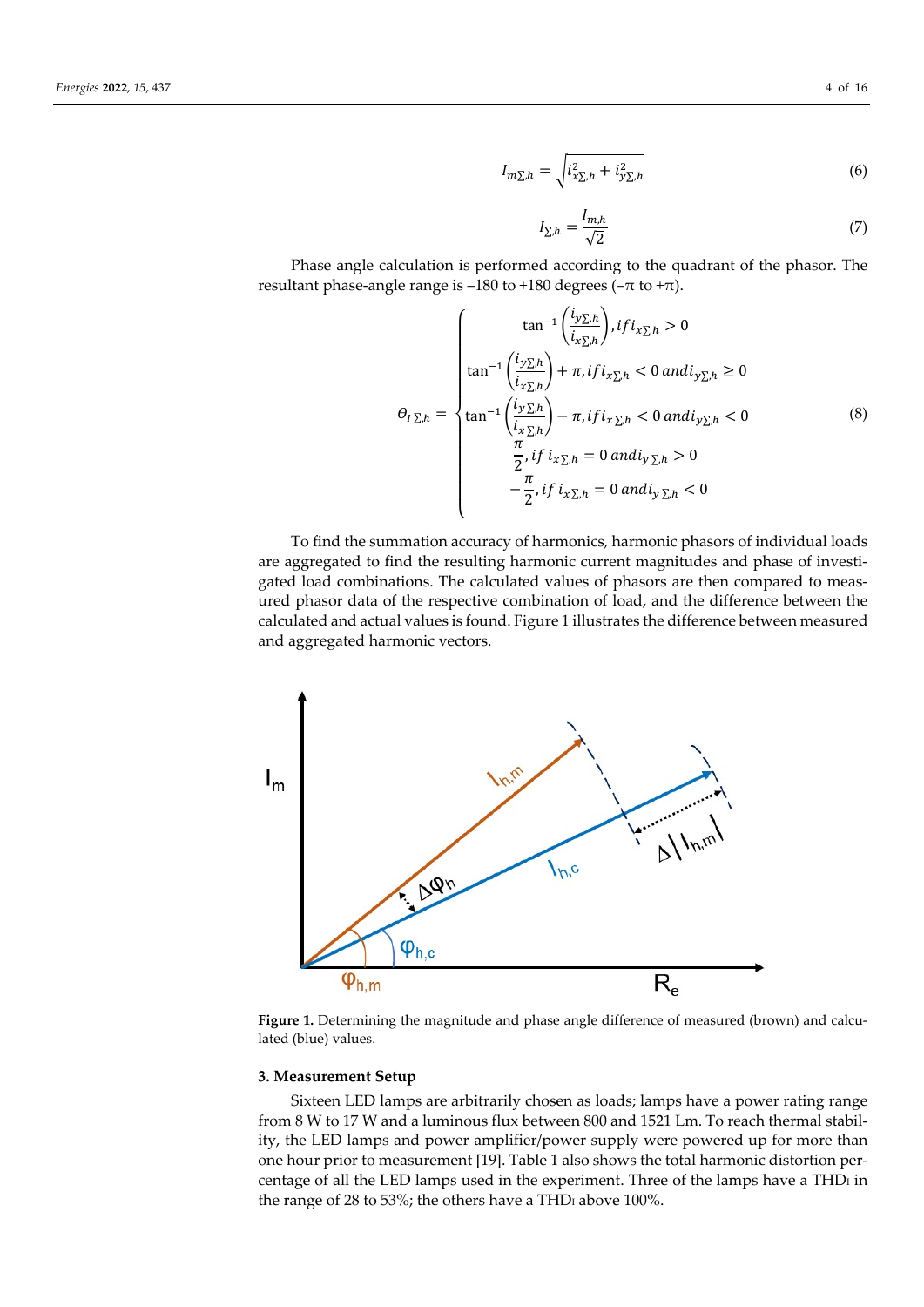$$I_{m\Sigma,h} = \sqrt{i_{x\Sigma,h}^2 + i_{y\Sigma,h}^2} \quad (6)$$

$$I_{\Sigma,h} = \frac{I_{m,h}}{\sqrt{2}} \quad (7)$$

Phase angle calculation is performed according to the quadrant of the phasor. The resultant phase-angle range is –180 to +180 degrees (–π to +π).

$$\Theta_{I\,\Sigma,h} = \begin{cases} \tan^{-1}\left(\frac{i_{y\Sigma,h}}{i_{x\Sigma,h}}\right), if\, i_{x\Sigma,h} > 0 \\ \tan^{-1}\left(\frac{i_{y\Sigma,h}}{i_{x\Sigma,h}}\right) + \pi, if\, i_{x\Sigma,h} < 0 \; and\, i_{y\Sigma,h} \geq 0 \\ \tan^{-1}\left(\frac{i_{y\Sigma,h}}{i_{x\Sigma,h}}\right) - \pi, if\, i_{x\Sigma,h} < 0 \; and\, i_{y\Sigma,h} < 0 \\ \frac{\pi}{2}, if\; i_{x\Sigma,h} = 0 \; and\, i_{y\,\Sigma,h} > 0 \\ -\frac{\pi}{2}, if\; i_{x\Sigma,h} = 0 \; and\, i_{y\,\Sigma,h} < 0 \end{cases} \quad (8)$$

To find the summation accuracy of harmonics, harmonic phasors of individual loads are aggregated to find the resulting harmonic current magnitudes and phase of investigated load combinations. The calculated values of phasors are then compared to measured phasor data of the respective combination of load, and the difference between the calculated and actual values is found. Figure 1 illustrates the difference between measured and aggregated harmonic vectors.

**Figure 1.** Determining the magnitude and phase angle difference of measured (brown) and calculated (blue) values.

### 3. Measurement Setup

Sixteen LED lamps are arbitrarily chosen as loads; lamps have a power rating range from 8 W to 17 W and a luminous flux between 800 and 1521 Lm. To reach thermal stability, the LED lamps and power amplifier/power supply were powered up for more than one hour prior to measurement [19]. Table 1 also shows the total harmonic distortion percentage of all the LED lamps used in the experiment. Three of the lamps have a $THD_I$ in the range of 28 to 53%; the others have a $THD_I$ above 100%.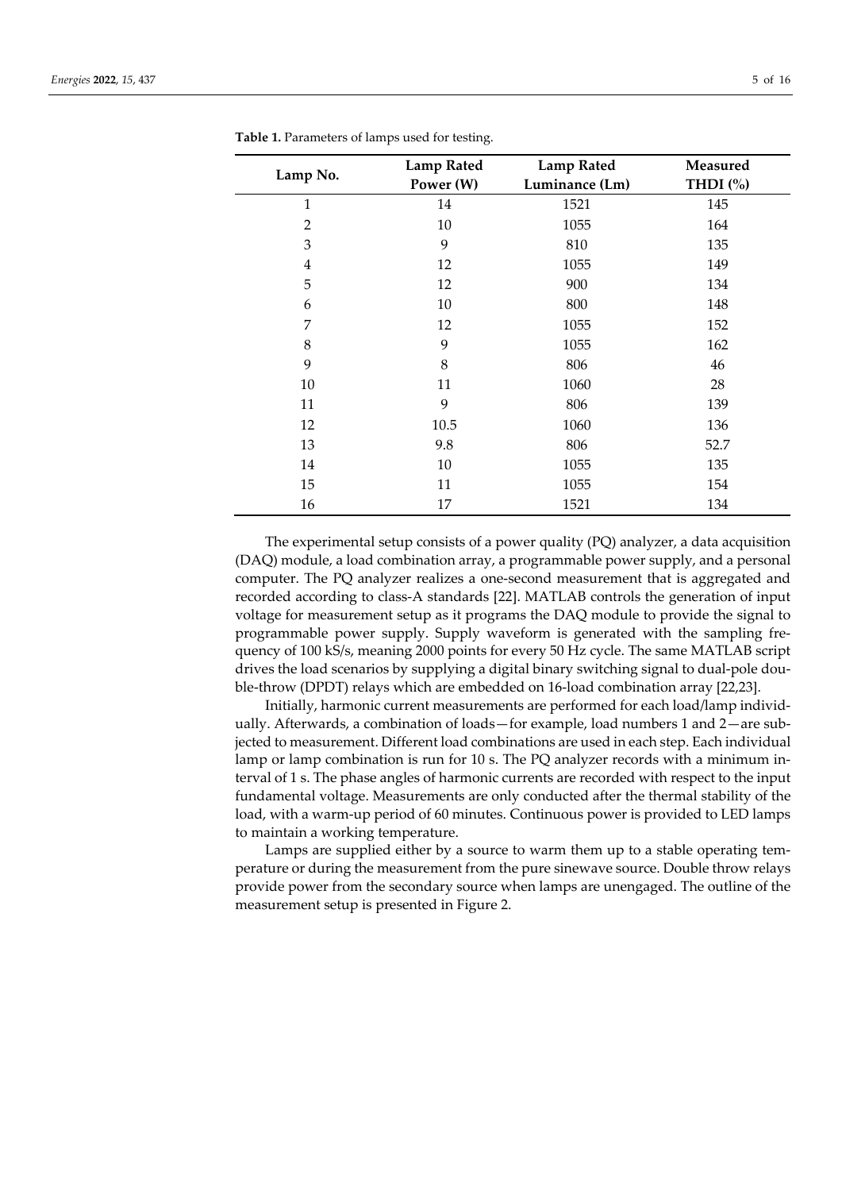**Table 1.** Parameters of lamps used for testing.

| Lamp No. | Lamp Rated Power (W) | Lamp Rated Luminance (Lm) | Measured THDI (%) |
|---|---|---|---|
| 1 | 14 | 1521 | 145 |
| 2 | 10 | 1055 | 164 |
| 3 | 9 | 810 | 135 |
| 4 | 12 | 1055 | 149 |
| 5 | 12 | 900 | 134 |
| 6 | 10 | 800 | 148 |
| 7 | 12 | 1055 | 152 |
| 8 | 9 | 1055 | 162 |
| 9 | 8 | 806 | 46 |
| 10 | 11 | 1060 | 28 |
| 11 | 9 | 806 | 139 |
| 12 | 10.5 | 1060 | 136 |
| 13 | 9.8 | 806 | 52.7 |
| 14 | 10 | 1055 | 135 |
| 15 | 11 | 1055 | 154 |
| 16 | 17 | 1521 | 134 |

The experimental setup consists of a power quality (PQ) analyzer, a data acquisition (DAQ) module, a load combination array, a programmable power supply, and a personal computer. The PQ analyzer realizes a one-second measurement that is aggregated and recorded according to class-A standards [22]. MATLAB controls the generation of input voltage for measurement setup as it programs the DAQ module to provide the signal to programmable power supply. Supply waveform is generated with the sampling frequency of 100 kS/s, meaning 2000 points for every 50 Hz cycle. The same MATLAB script drives the load scenarios by supplying a digital binary switching signal to dual-pole double-throw (DPDT) relays which are embedded on 16-load combination array [22,23].

Initially, harmonic current measurements are performed for each load/lamp individually. Afterwards, a combination of loads—for example, load numbers 1 and 2—are subjected to measurement. Different load combinations are used in each step. Each individual lamp or lamp combination is run for 10 s. The PQ analyzer records with a minimum interval of 1 s. The phase angles of harmonic currents are recorded with respect to the input fundamental voltage. Measurements are only conducted after the thermal stability of the load, with a warm-up period of 60 minutes. Continuous power is provided to LED lamps to maintain a working temperature.

Lamps are supplied either by a source to warm them up to a stable operating temperature or during the measurement from the pure sinewave source. Double throw relays provide power from the secondary source when lamps are unengaged. The outline of the measurement setup is presented in Figure 2.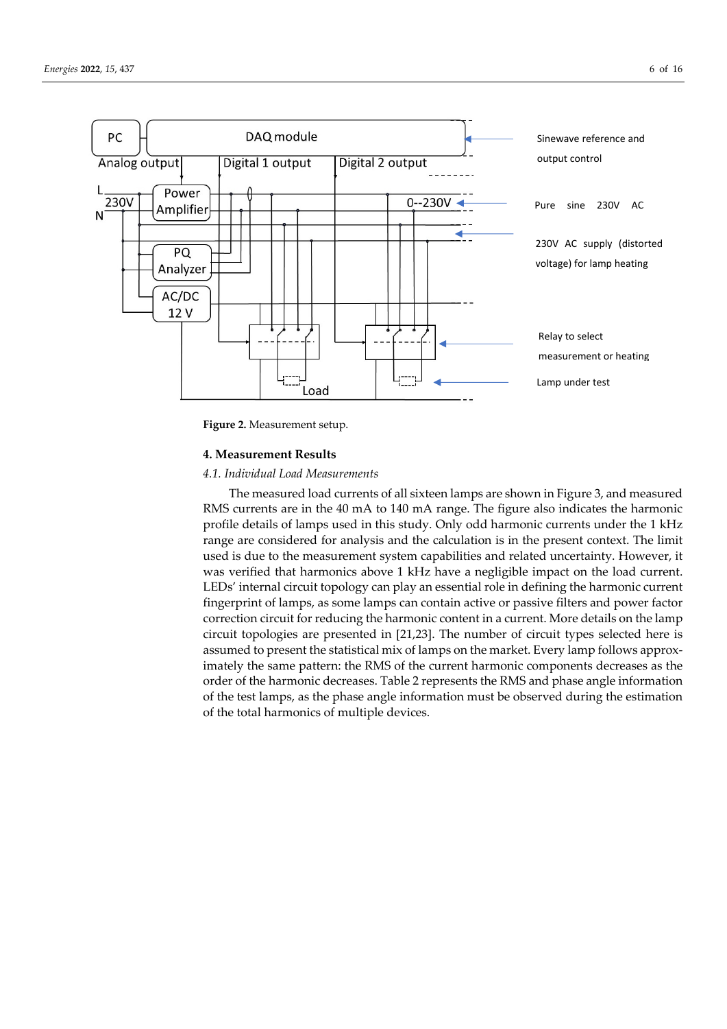**Figure 2.** Measurement setup.

## 4. Measurement Results

### *4.1. Individual Load Measurements*

The measured load currents of all sixteen lamps are shown in Figure 3, and measured RMS currents are in the 40 mA to 140 mA range. The figure also indicates the harmonic profile details of lamps used in this study. Only odd harmonic currents under the 1 kHz range are considered for analysis and the calculation is in the present context. The limit used is due to the measurement system capabilities and related uncertainty. However, it was verified that harmonics above 1 kHz have a negligible impact on the load current. LEDs' internal circuit topology can play an essential role in defining the harmonic current fingerprint of lamps, as some lamps can contain active or passive filters and power factor correction circuit for reducing the harmonic content in a current. More details on the lamp circuit topologies are presented in [21,23]. The number of circuit types selected here is assumed to present the statistical mix of lamps on the market. Every lamp follows approximately the same pattern: the RMS of the current harmonic components decreases as the order of the harmonic decreases. Table 2 represents the RMS and phase angle information of the test lamps, as the phase angle information must be observed during the estimation of the total harmonics of multiple devices.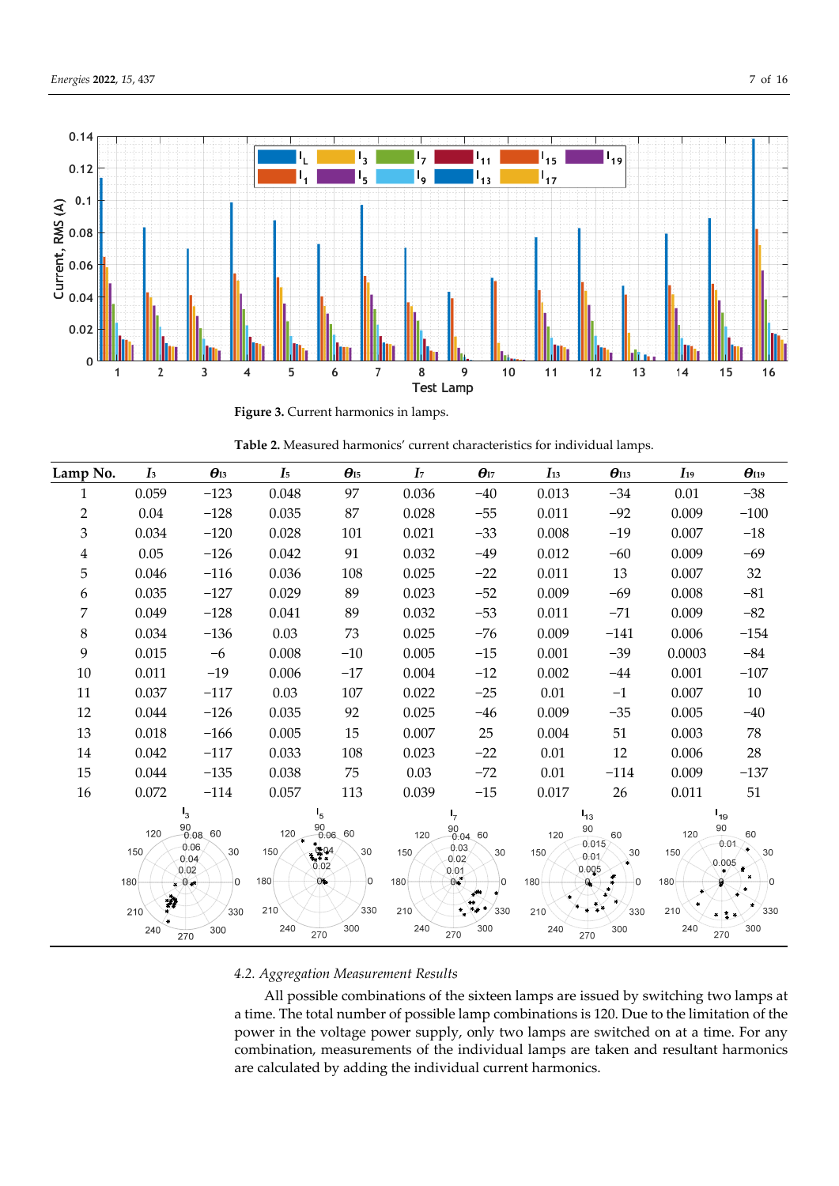Figure 3. Current harmonics in lamps.

Table 2. Measured harmonics' current characteristics for individual lamps.

| Lamp No. | $I_3$ | $\theta_{I3}$ | $I_5$ | $\theta_{I5}$ | $I_7$ | $\theta_{I7}$ | $I_{13}$ | $\theta_{I13}$ | $I_{19}$ | $\theta_{I19}$ |
|---|---|---|---|---|---|---|---|---|---|---|
| 1 | 0.059 | −123 | 0.048 | 97 | 0.036 | −40 | 0.013 | −34 | 0.01 | −38 |
| 2 | 0.04 | −128 | 0.035 | 87 | 0.028 | −55 | 0.011 | −92 | 0.009 | −100 |
| 3 | 0.034 | −120 | 0.028 | 101 | 0.021 | −33 | 0.008 | −19 | 0.007 | −18 |
| 4 | 0.05 | −126 | 0.042 | 91 | 0.032 | −49 | 0.012 | −60 | 0.009 | −69 |
| 5 | 0.046 | −116 | 0.036 | 108 | 0.025 | −22 | 0.011 | 13 | 0.007 | 32 |
| 6 | 0.035 | −127 | 0.029 | 89 | 0.023 | −52 | 0.009 | −69 | 0.008 | −81 |
| 7 | 0.049 | −128 | 0.041 | 89 | 0.032 | −53 | 0.011 | −71 | 0.009 | −82 |
| 8 | 0.034 | −136 | 0.03 | 73 | 0.025 | −76 | 0.009 | −141 | 0.006 | −154 |
| 9 | 0.015 | −6 | 0.008 | −10 | 0.005 | −15 | 0.001 | −39 | 0.0003 | −84 |
| 10 | 0.011 | −19 | 0.006 | −17 | 0.004 | −12 | 0.002 | −44 | 0.001 | −107 |
| 11 | 0.037 | −117 | 0.03 | 107 | 0.022 | −25 | 0.01 | −1 | 0.007 | 10 |
| 12 | 0.044 | −126 | 0.035 | 92 | 0.025 | −46 | 0.009 | −35 | 0.005 | −40 |
| 13 | 0.018 | −166 | 0.005 | 15 | 0.007 | 25 | 0.004 | 51 | 0.003 | 78 |
| 14 | 0.042 | −117 | 0.033 | 108 | 0.023 | −22 | 0.01 | 12 | 0.006 | 28 |
| 15 | 0.044 | −135 | 0.038 | 75 | 0.03 | −72 | 0.01 | −114 | 0.009 | −137 |
| 16 | 0.072 | −114 | 0.057 | 113 | 0.039 | −15 | 0.017 | 26 | 0.011 | 51 |

### 4.2. Aggregation Measurement Results

All possible combinations of the sixteen lamps are issued by switching two lamps at a time. The total number of possible lamp combinations is 120. Due to the limitation of the power in the voltage power supply, only two lamps are switched on at a time. For any combination, measurements of the individual lamps are taken and resultant harmonics are calculated by adding the individual current harmonics.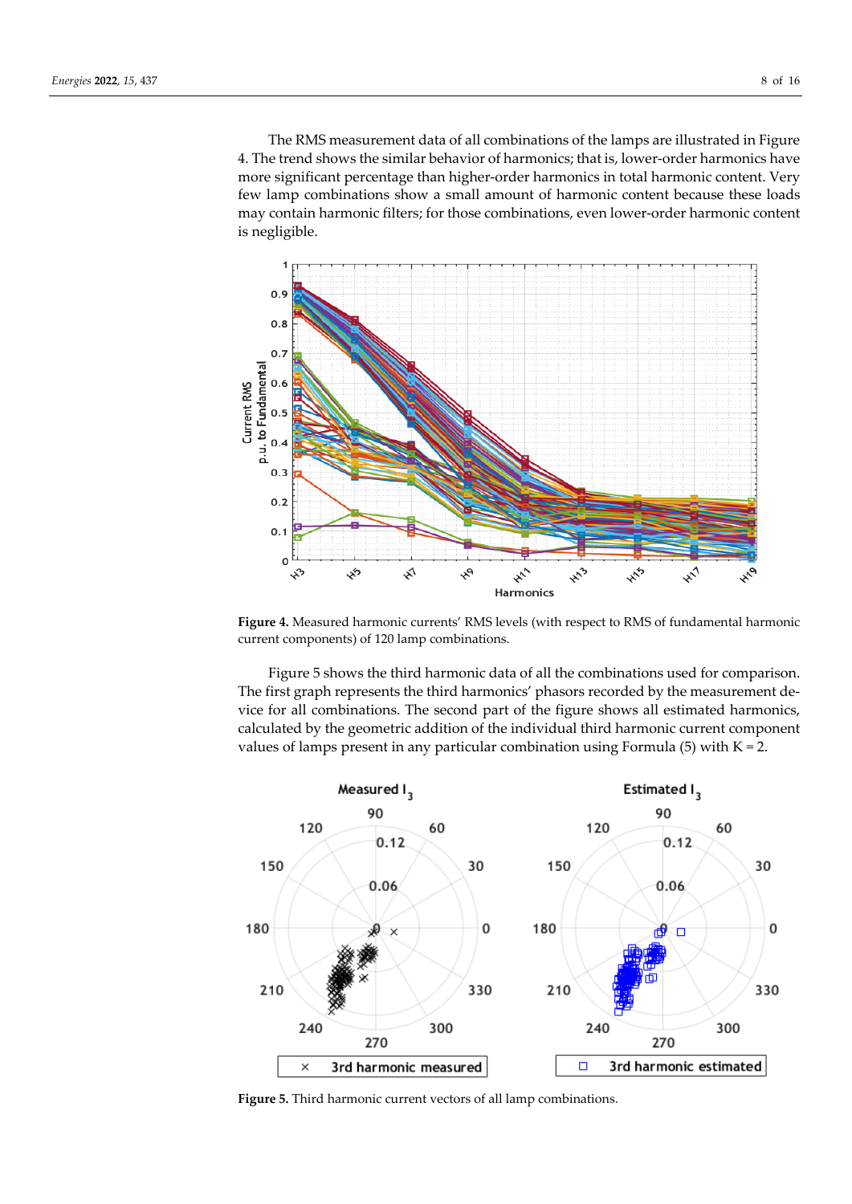The RMS measurement data of all combinations of the lamps are illustrated in Figure 4. The trend shows the similar behavior of harmonics; that is, lower-order harmonics have more significant percentage than higher-order harmonics in total harmonic content. Very few lamp combinations show a small amount of harmonic content because these loads may contain harmonic filters; for those combinations, even lower-order harmonic content is negligible.

**Figure 4.** Measured harmonic currents' RMS levels (with respect to RMS of fundamental harmonic current components) of 120 lamp combinations.

Figure 5 shows the third harmonic data of all the combinations used for comparison. The first graph represents the third harmonics' phasors recorded by the measurement device for all combinations. The second part of the figure shows all estimated harmonics, calculated by the geometric addition of the individual third harmonic current component values of lamps present in any particular combination using Formula (5) with K = 2.

**Figure 5.** Third harmonic current vectors of all lamp combinations.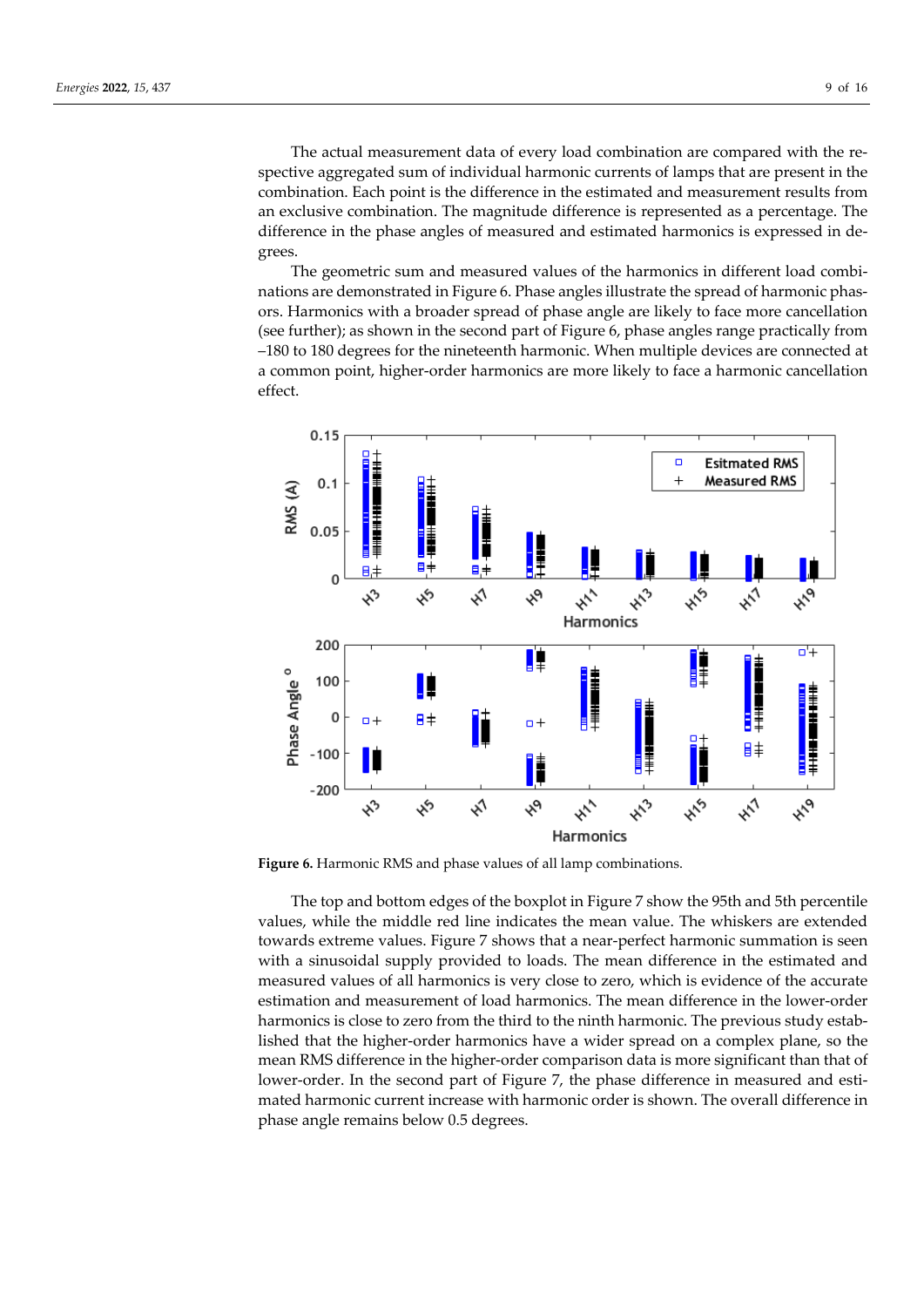The actual measurement data of every load combination are compared with the respective aggregated sum of individual harmonic currents of lamps that are present in the combination. Each point is the difference in the estimated and measurement results from an exclusive combination. The magnitude difference is represented as a percentage. The difference in the phase angles of measured and estimated harmonics is expressed in degrees.

The geometric sum and measured values of the harmonics in different load combinations are demonstrated in Figure 6. Phase angles illustrate the spread of harmonic phasors. Harmonics with a broader spread of phase angle are likely to face more cancellation (see further); as shown in the second part of Figure 6, phase angles range practically from –180 to 180 degrees for the nineteenth harmonic. When multiple devices are connected at a common point, higher-order harmonics are more likely to face a harmonic cancellation effect.

**Figure 6.** Harmonic RMS and phase values of all lamp combinations.

The top and bottom edges of the boxplot in Figure 7 show the 95th and 5th percentile values, while the middle red line indicates the mean value. The whiskers are extended towards extreme values. Figure 7 shows that a near-perfect harmonic summation is seen with a sinusoidal supply provided to loads. The mean difference in the estimated and measured values of all harmonics is very close to zero, which is evidence of the accurate estimation and measurement of load harmonics. The mean difference in the lower-order harmonics is close to zero from the third to the ninth harmonic. The previous study established that the higher-order harmonics have a wider spread on a complex plane, so the mean RMS difference in the higher-order comparison data is more significant than that of lower-order. In the second part of Figure 7, the phase difference in measured and estimated harmonic current increase with harmonic order is shown. The overall difference in phase angle remains below 0.5 degrees.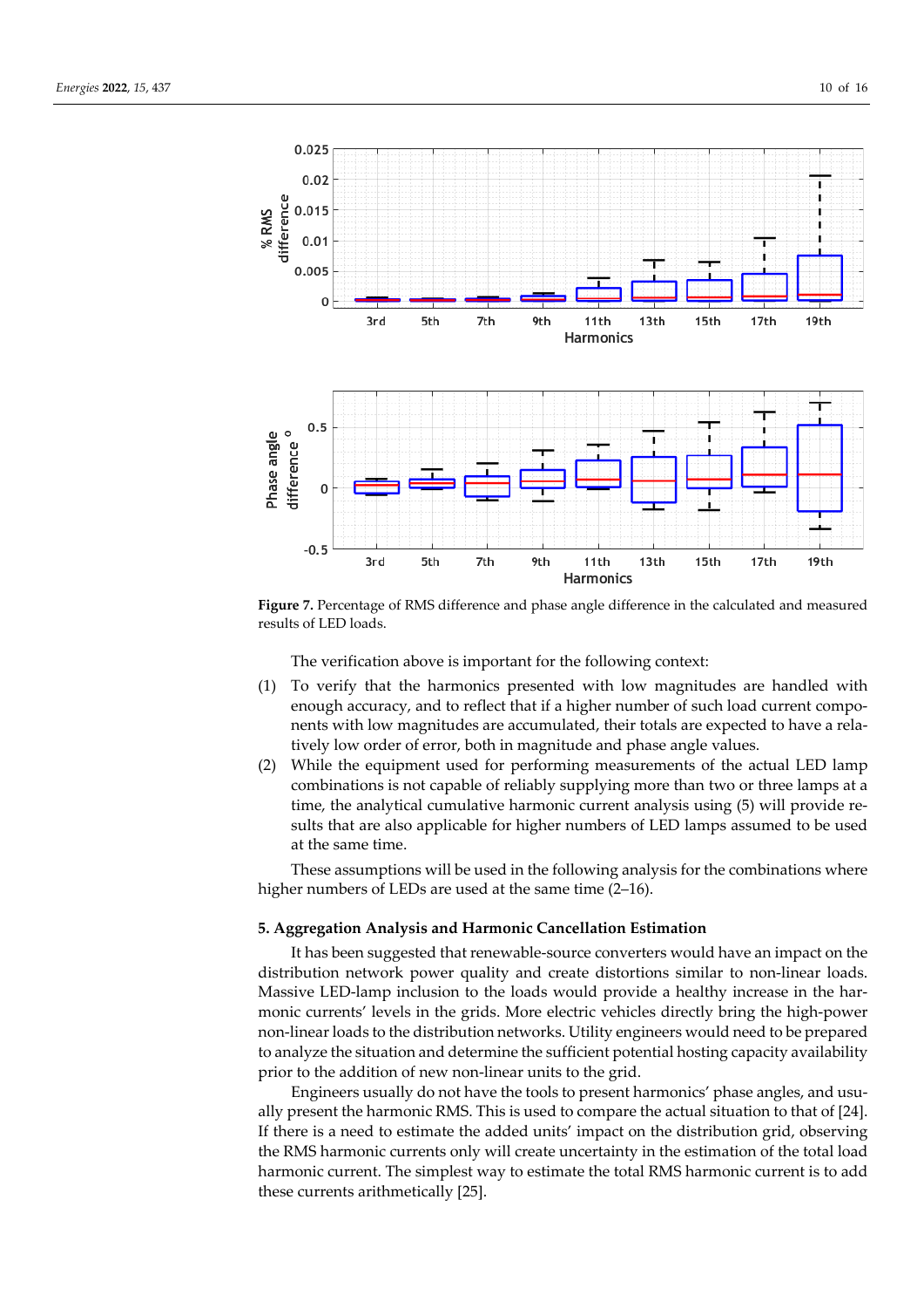**Figure 7.** Percentage of RMS difference and phase angle difference in the calculated and measured results of LED loads.

The verification above is important for the following context:

(1) To verify that the harmonics presented with low magnitudes are handled with enough accuracy, and to reflect that if a higher number of such load current components with low magnitudes are accumulated, their totals are expected to have a relatively low order of error, both in magnitude and phase angle values.

(2) While the equipment used for performing measurements of the actual LED lamp combinations is not capable of reliably supplying more than two or three lamps at a time, the analytical cumulative harmonic current analysis using (5) will provide results that are also applicable for higher numbers of LED lamps assumed to be used at the same time.

These assumptions will be used in the following analysis for the combinations where higher numbers of LEDs are used at the same time (2–16).

## 5. Aggregation Analysis and Harmonic Cancellation Estimation

It has been suggested that renewable-source converters would have an impact on the distribution network power quality and create distortions similar to non-linear loads. Massive LED-lamp inclusion to the loads would provide a healthy increase in the harmonic currents' levels in the grids. More electric vehicles directly bring the high-power non-linear loads to the distribution networks. Utility engineers would need to be prepared to analyze the situation and determine the sufficient potential hosting capacity availability prior to the addition of new non-linear units to the grid.

Engineers usually do not have the tools to present harmonics' phase angles, and usually present the harmonic RMS. This is used to compare the actual situation to that of [24]. If there is a need to estimate the added units' impact on the distribution grid, observing the RMS harmonic currents only will create uncertainty in the estimation of the total load harmonic current. The simplest way to estimate the total RMS harmonic current is to add these currents arithmetically [25].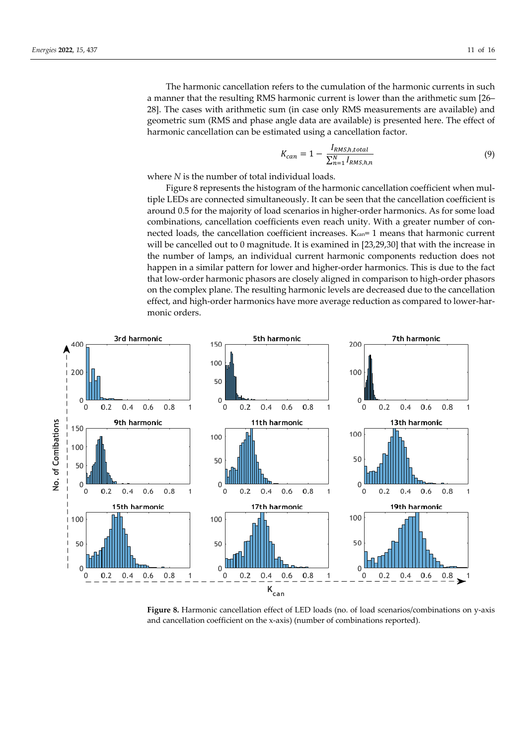The harmonic cancellation refers to the cumulation of the harmonic currents in such a manner that the resulting RMS harmonic current is lower than the arithmetic sum [26–28]. The cases with arithmetic sum (in case only RMS measurements are available) and geometric sum (RMS and phase angle data are available) is presented here. The effect of harmonic cancellation can be estimated using a cancellation factor.

$$K_{can} = 1 - \frac{I_{RMS,h,total}}{\sum_{n=1}^{N} I_{RMS,h,n}} \tag{9}$$

where $N$ is the number of total individual loads.

Figure 8 represents the histogram of the harmonic cancellation coefficient when multiple LEDs are connected simultaneously. It can be seen that the cancellation coefficient is around 0.5 for the majority of load scenarios in higher-order harmonics. As for some load combinations, cancellation coefficients even reach unity. With a greater number of connected loads, the cancellation coefficient increases. $K_{can}$ = 1 means that harmonic current will be cancelled out to 0 magnitude. It is examined in [23,29,30] that with the increase in the number of lamps, an individual current harmonic components reduction does not happen in a similar pattern for lower and higher-order harmonics. This is due to the fact that low-order harmonic phasors are closely aligned in comparison to high-order phasors on the complex plane. The resulting harmonic levels are decreased due to the cancellation effect, and high-order harmonics have more average reduction as compared to lower-harmonic orders.

**Figure 8.** Harmonic cancellation effect of LED loads (no. of load scenarios/combinations on y-axis and cancellation coefficient on the x-axis) (number of combinations reported).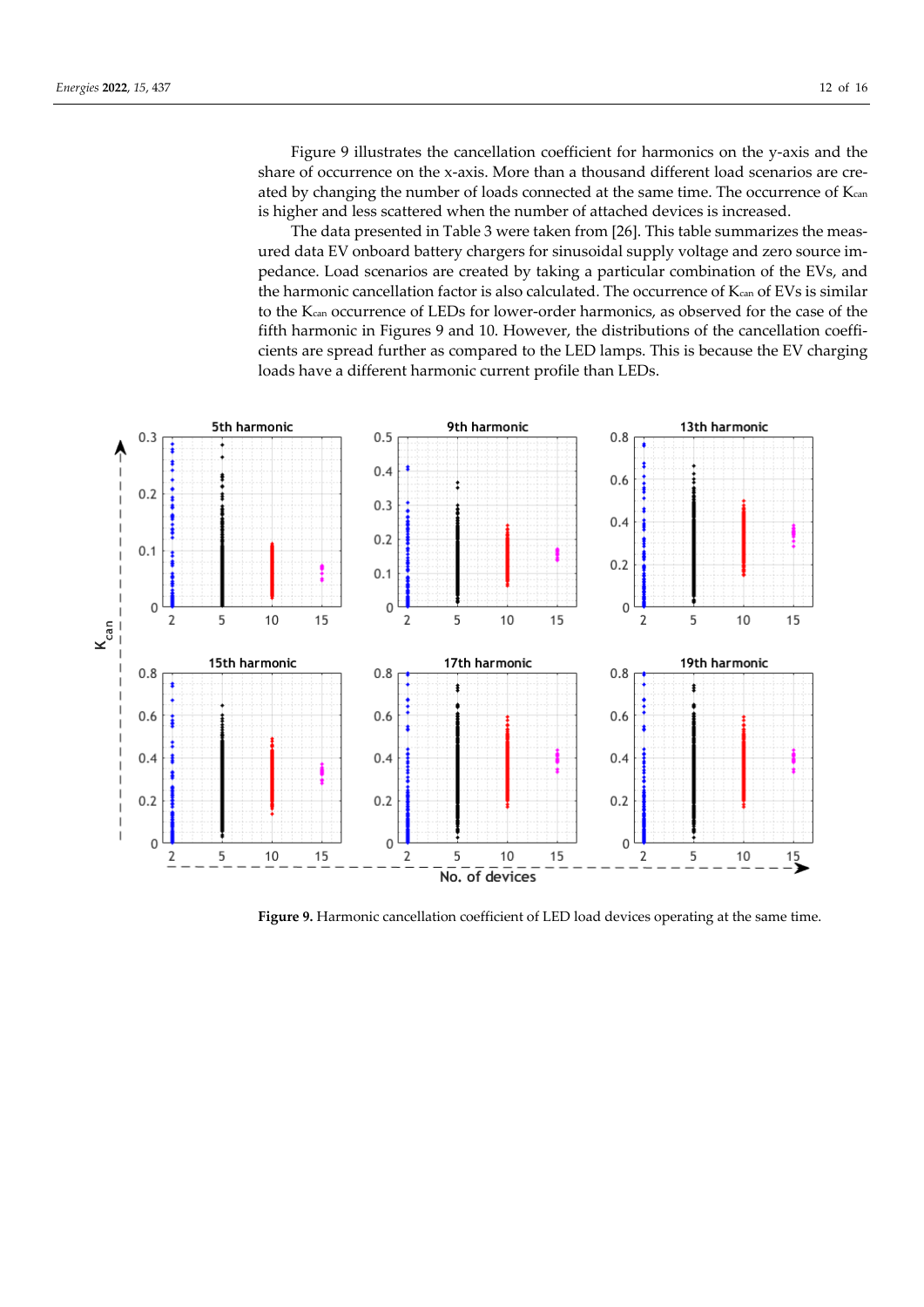Figure 9 illustrates the cancellation coefficient for harmonics on the y-axis and the share of occurrence on the x-axis. More than a thousand different load scenarios are created by changing the number of loads connected at the same time. The occurrence of $K_{can}$ is higher and less scattered when the number of attached devices is increased.

The data presented in Table 3 were taken from [26]. This table summarizes the measured data EV onboard battery chargers for sinusoidal supply voltage and zero source impedance. Load scenarios are created by taking a particular combination of the EVs, and the harmonic cancellation factor is also calculated. The occurrence of $K_{can}$ of EVs is similar to the $K_{can}$ occurrence of LEDs for lower-order harmonics, as observed for the case of the fifth harmonic in Figures 9 and 10. However, the distributions of the cancellation coefficients are spread further as compared to the LED lamps. This is because the EV charging loads have a different harmonic current profile than LEDs.

**Figure 9.** Harmonic cancellation coefficient of LED load devices operating at the same time.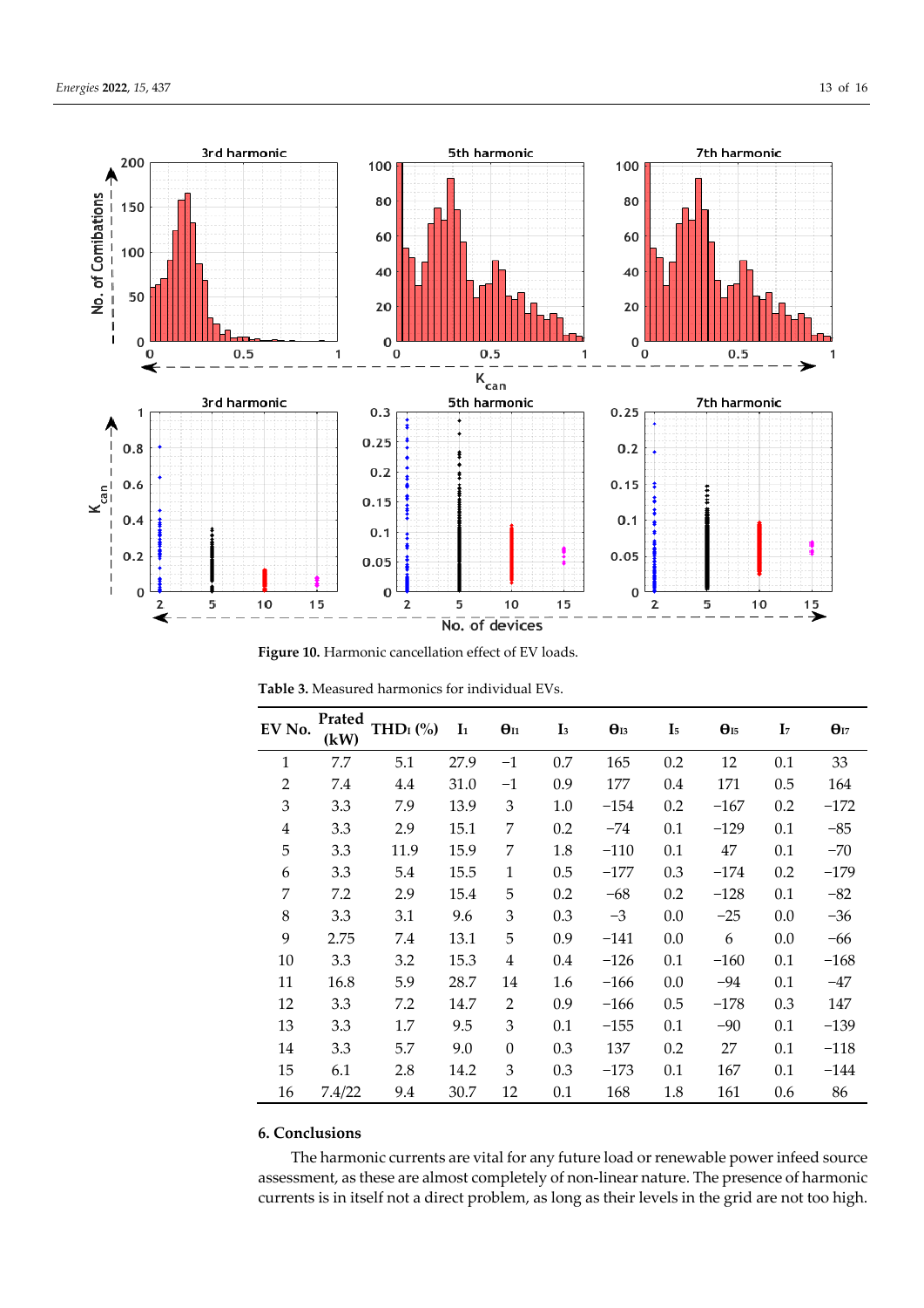**Figure 10.** Harmonic cancellation effect of EV loads.

**Table 3.** Measured harmonics for individual EVs.

| EV No. | Prated (kW) | $THD_I$ (%) | $I_1$ | $\theta_{I1}$ | $I_3$ | $\theta_{I3}$ | $I_5$ | $\theta_{I5}$ | $I_7$ | $\theta_{I7}$ |
|---|---|---|---|---|---|---|---|---|---|---|
| 1 | 7.7 | 5.1 | 27.9 | −1 | 0.7 | 165 | 0.2 | 12 | 0.1 | 33 |
| 2 | 7.4 | 4.4 | 31.0 | −1 | 0.9 | 177 | 0.4 | 171 | 0.5 | 164 |
| 3 | 3.3 | 7.9 | 13.9 | 3 | 1.0 | −154 | 0.2 | −167 | 0.2 | −172 |
| 4 | 3.3 | 2.9 | 15.1 | 7 | 0.2 | −74 | 0.1 | −129 | 0.1 | −85 |
| 5 | 3.3 | 11.9 | 15.9 | 7 | 1.8 | −110 | 0.1 | 47 | 0.1 | −70 |
| 6 | 3.3 | 5.4 | 15.5 | 1 | 0.5 | −177 | 0.3 | −174 | 0.2 | −179 |
| 7 | 7.2 | 2.9 | 15.4 | 5 | 0.2 | −68 | 0.2 | −128 | 0.1 | −82 |
| 8 | 3.3 | 3.1 | 9.6 | 3 | 0.3 | −3 | 0.0 | −25 | 0.0 | −36 |
| 9 | 2.75 | 7.4 | 13.1 | 5 | 0.9 | −141 | 0.0 | 6 | 0.0 | −66 |
| 10 | 3.3 | 3.2 | 15.3 | 4 | 0.4 | −126 | 0.1 | −160 | 0.1 | −168 |
| 11 | 16.8 | 5.9 | 28.7 | 14 | 1.6 | −166 | 0.0 | −94 | 0.1 | −47 |
| 12 | 3.3 | 7.2 | 14.7 | 2 | 0.9 | −166 | 0.5 | −178 | 0.3 | 147 |
| 13 | 3.3 | 1.7 | 9.5 | 3 | 0.1 | −155 | 0.1 | −90 | 0.1 | −139 |
| 14 | 3.3 | 5.7 | 9.0 | 0 | 0.3 | 137 | 0.2 | 27 | 0.1 | −118 |
| 15 | 6.1 | 2.8 | 14.2 | 3 | 0.3 | −173 | 0.1 | 167 | 0.1 | −144 |
| 16 | 7.4/22 | 9.4 | 30.7 | 12 | 0.1 | 168 | 1.8 | 161 | 0.6 | 86 |

## 6. Conclusions

The harmonic currents are vital for any future load or renewable power infeed source assessment, as these are almost completely of non-linear nature. The presence of harmonic currents is in itself not a direct problem, as long as their levels in the grid are not too high.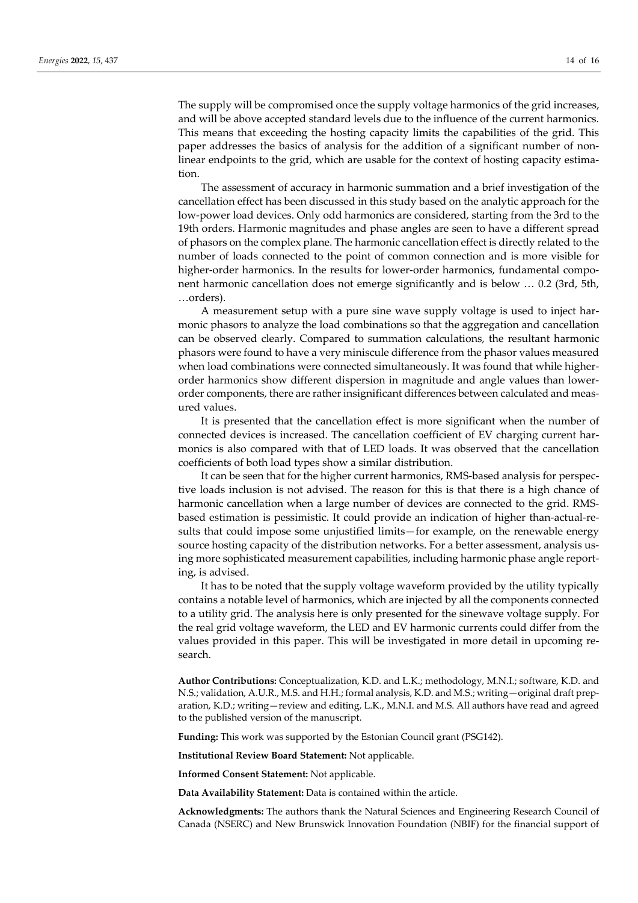The supply will be compromised once the supply voltage harmonics of the grid increases, and will be above accepted standard levels due to the influence of the current harmonics. This means that exceeding the hosting capacity limits the capabilities of the grid. This paper addresses the basics of analysis for the addition of a significant number of non-linear endpoints to the grid, which are usable for the context of hosting capacity estimation.

The assessment of accuracy in harmonic summation and a brief investigation of the cancellation effect has been discussed in this study based on the analytic approach for the low-power load devices. Only odd harmonics are considered, starting from the 3rd to the 19th orders. Harmonic magnitudes and phase angles are seen to have a different spread of phasors on the complex plane. The harmonic cancellation effect is directly related to the number of loads connected to the point of common connection and is more visible for higher-order harmonics. In the results for lower-order harmonics, fundamental component harmonic cancellation does not emerge significantly and is below … 0.2 (3rd, 5th, …orders).

A measurement setup with a pure sine wave supply voltage is used to inject harmonic phasors to analyze the load combinations so that the aggregation and cancellation can be observed clearly. Compared to summation calculations, the resultant harmonic phasors were found to have a very miniscule difference from the phasor values measured when load combinations were connected simultaneously. It was found that while higher-order harmonics show different dispersion in magnitude and angle values than lower-order components, there are rather insignificant differences between calculated and measured values.

It is presented that the cancellation effect is more significant when the number of connected devices is increased. The cancellation coefficient of EV charging current harmonics is also compared with that of LED loads. It was observed that the cancellation coefficients of both load types show a similar distribution.

It can be seen that for the higher current harmonics, RMS-based analysis for perspective loads inclusion is not advised. The reason for this is that there is a high chance of harmonic cancellation when a large number of devices are connected to the grid. RMS-based estimation is pessimistic. It could provide an indication of higher than-actual-results that could impose some unjustified limits—for example, on the renewable energy source hosting capacity of the distribution networks. For a better assessment, analysis using more sophisticated measurement capabilities, including harmonic phase angle reporting, is advised.

It has to be noted that the supply voltage waveform provided by the utility typically contains a notable level of harmonics, which are injected by all the components connected to a utility grid. The analysis here is only presented for the sinewave voltage supply. For the real grid voltage waveform, the LED and EV harmonic currents could differ from the values provided in this paper. This will be investigated in more detail in upcoming research.

**Author Contributions:** Conceptualization, K.D. and L.K.; methodology, M.N.I.; software, K.D. and N.S.; validation, A.U.R., M.S. and H.H.; formal analysis, K.D. and M.S.; writing—original draft preparation, K.D.; writing—review and editing, L.K., M.N.I. and M.S. All authors have read and agreed to the published version of the manuscript.

**Funding:** This work was supported by the Estonian Council grant (PSG142).

**Institutional Review Board Statement:** Not applicable.

**Informed Consent Statement:** Not applicable.

**Data Availability Statement:** Data is contained within the article.

**Acknowledgments:** The authors thank the Natural Sciences and Engineering Research Council of Canada (NSERC) and New Brunswick Innovation Foundation (NBIF) for the financial support of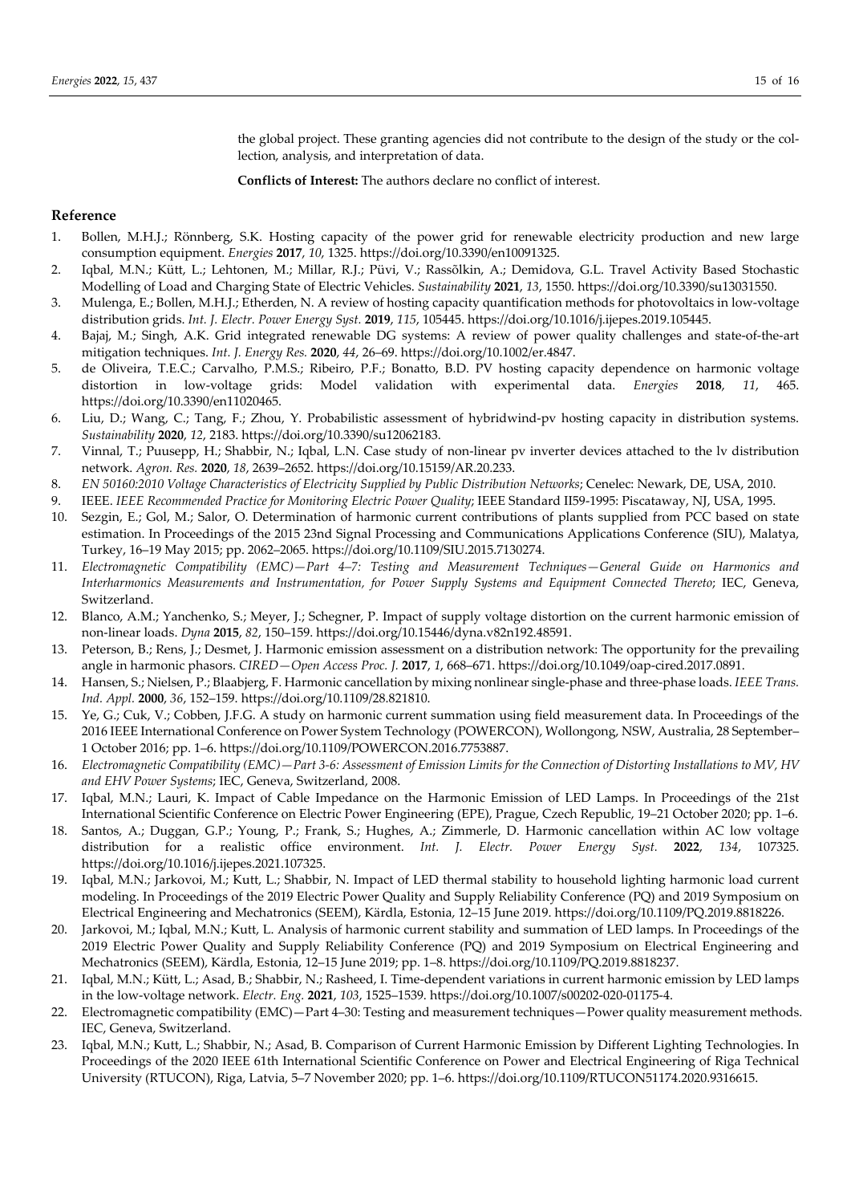the global project. These granting agencies did not contribute to the design of the study or the collection, analysis, and interpretation of data.

**Conflicts of Interest:** The authors declare no conflict of interest.

## Reference

1. Bollen, M.H.J.; Rönnberg, S.K. Hosting capacity of the power grid for renewable electricity production and new large consumption equipment. *Energies* **2017**, *10*, 1325. https://doi.org/10.3390/en10091325.
2. Iqbal, M.N.; Kütt, L.; Lehtonen, M.; Millar, R.J.; Püvi, V.; Rassõlkin, A.; Demidova, G.L. Travel Activity Based Stochastic Modelling of Load and Charging State of Electric Vehicles. *Sustainability* **2021**, *13*, 1550. https://doi.org/10.3390/su13031550.
3. Mulenga, E.; Bollen, M.H.J.; Etherden, N. A review of hosting capacity quantification methods for photovoltaics in low-voltage distribution grids. *Int. J. Electr. Power Energy Syst.* **2019**, *115*, 105445. https://doi.org/10.1016/j.ijepes.2019.105445.
4. Bajaj, M.; Singh, A.K. Grid integrated renewable DG systems: A review of power quality challenges and state-of-the-art mitigation techniques. *Int. J. Energy Res.* **2020**, *44*, 26–69. https://doi.org/10.1002/er.4847.
5. de Oliveira, T.E.C.; Carvalho, P.M.S.; Ribeiro, P.F.; Bonatto, B.D. PV hosting capacity dependence on harmonic voltage distortion in low-voltage grids: Model validation with experimental data. *Energies* **2018**, *11*, 465. https://doi.org/10.3390/en11020465.
6. Liu, D.; Wang, C.; Tang, F.; Zhou, Y. Probabilistic assessment of hybridwind-pv hosting capacity in distribution systems. *Sustainability* **2020**, *12*, 2183. https://doi.org/10.3390/su12062183.
7. Vinnal, T.; Puusepp, H.; Shabbir, N.; Iqbal, L.N. Case study of non-linear pv inverter devices attached to the lv distribution network. *Agron. Res.* **2020**, *18*, 2639–2652. https://doi.org/10.15159/AR.20.233.
8. *EN 50160:2010 Voltage Characteristics of Electricity Supplied by Public Distribution Networks*; Cenelec: Newark, DE, USA, 2010.
9. IEEE. *IEEE Recommended Practice for Monitoring Electric Power Quality*; IEEE Standard II59-1995: Piscataway, NJ, USA, 1995.
10. Sezgin, E.; Gol, M.; Salor, O. Determination of harmonic current contributions of plants supplied from PCC based on state estimation. In Proceedings of the 2015 23nd Signal Processing and Communications Applications Conference (SIU), Malatya, Turkey, 16–19 May 2015; pp. 2062–2065. https://doi.org/10.1109/SIU.2015.7130274.
11. *Electromagnetic Compatibility (EMC)—Part 4–7: Testing and Measurement Techniques—General Guide on Harmonics and Interharmonics Measurements and Instrumentation, for Power Supply Systems and Equipment Connected Thereto*; IEC, Geneva, Switzerland.
12. Blanco, A.M.; Yanchenko, S.; Meyer, J.; Schegner, P. Impact of supply voltage distortion on the current harmonic emission of non-linear loads. *Dyna* **2015**, *82*, 150–159. https://doi.org/10.15446/dyna.v82n192.48591.
13. Peterson, B.; Rens, J.; Desmet, J. Harmonic emission assessment on a distribution network: The opportunity for the prevailing angle in harmonic phasors. *CIRED—Open Access Proc. J.* **2017**, *1*, 668–671. https://doi.org/10.1049/oap-cired.2017.0891.
14. Hansen, S.; Nielsen, P.; Blaabjerg, F. Harmonic cancellation by mixing nonlinear single-phase and three-phase loads. *IEEE Trans. Ind. Appl.* **2000**, *36*, 152–159. https://doi.org/10.1109/28.821810.
15. Ye, G.; Cuk, V.; Cobben, J.F.G. A study on harmonic current summation using field measurement data. In Proceedings of the 2016 IEEE International Conference on Power System Technology (POWERCON), Wollongong, NSW, Australia, 28 September–1 October 2016; pp. 1–6. https://doi.org/10.1109/POWERCON.2016.7753887.
16. *Electromagnetic Compatibility (EMC)—Part 3-6: Assessment of Emission Limits for the Connection of Distorting Installations to MV, HV and EHV Power Systems*; IEC, Geneva, Switzerland, 2008.
17. Iqbal, M.N.; Lauri, K. Impact of Cable Impedance on the Harmonic Emission of LED Lamps. In Proceedings of the 21st International Scientific Conference on Electric Power Engineering (EPE), Prague, Czech Republic, 19–21 October 2020; pp. 1–6.
18. Santos, A.; Duggan, G.P.; Young, P.; Frank, S.; Hughes, A.; Zimmerle, D. Harmonic cancellation within AC low voltage distribution for a realistic office environment. *Int. J. Electr. Power Energy Syst.* **2022**, *134*, 107325. https://doi.org/10.1016/j.ijepes.2021.107325.
19. Iqbal, M.N.; Jarkovoi, M.; Kutt, L.; Shabbir, N. Impact of LED thermal stability to household lighting harmonic load current modeling. In Proceedings of the 2019 Electric Power Quality and Supply Reliability Conference (PQ) and 2019 Symposium on Electrical Engineering and Mechatronics (SEEM), Kärdla, Estonia, 12–15 June 2019. https://doi.org/10.1109/PQ.2019.8818226.
20. Jarkovoi, M.; Iqbal, M.N.; Kutt, L. Analysis of harmonic current stability and summation of LED lamps. In Proceedings of the 2019 Electric Power Quality and Supply Reliability Conference (PQ) and 2019 Symposium on Electrical Engineering and Mechatronics (SEEM), Kärdla, Estonia, 12–15 June 2019; pp. 1–8. https://doi.org/10.1109/PQ.2019.8818237.
21. Iqbal, M.N.; Kütt, L.; Asad, B.; Shabbir, N.; Rasheed, I. Time-dependent variations in current harmonic emission by LED lamps in the low-voltage network. *Electr. Eng.* **2021**, *103*, 1525–1539. https://doi.org/10.1007/s00202-020-01175-4.
22. Electromagnetic compatibility (EMC)—Part 4–30: Testing and measurement techniques—Power quality measurement methods. IEC, Geneva, Switzerland.
23. Iqbal, M.N.; Kutt, L.; Shabbir, N.; Asad, B. Comparison of Current Harmonic Emission by Different Lighting Technologies. In Proceedings of the 2020 IEEE 61th International Scientific Conference on Power and Electrical Engineering of Riga Technical University (RTUCON), Riga, Latvia, 5–7 November 2020; pp. 1–6. https://doi.org/10.1109/RTUCON51174.2020.9316615.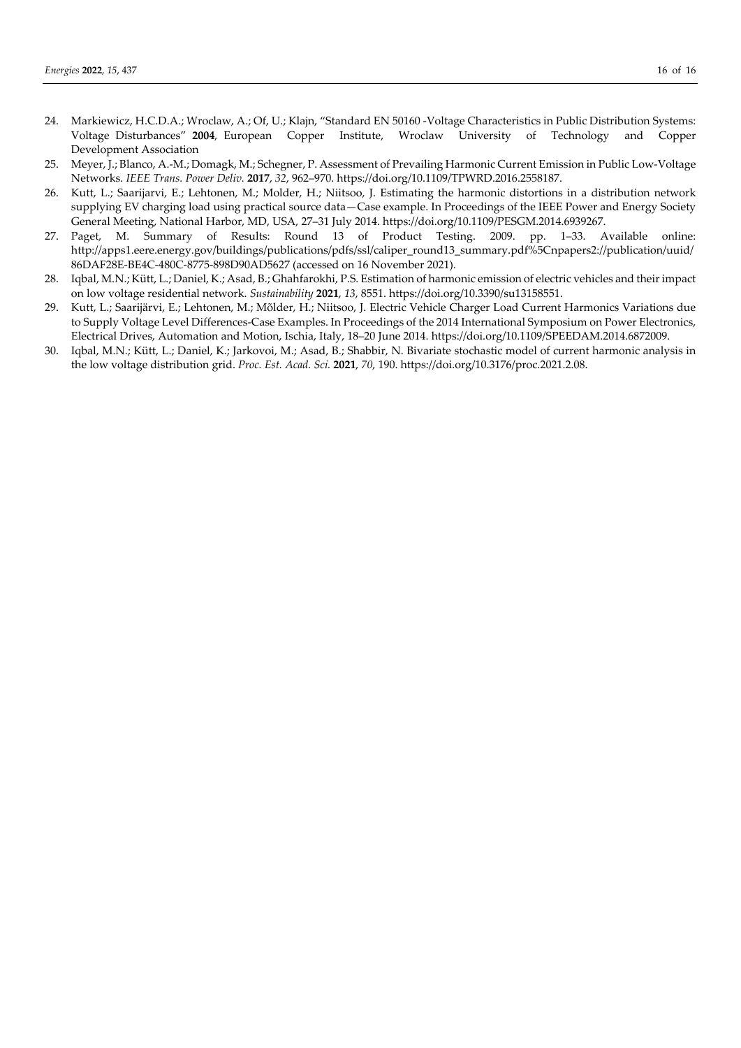24. Markiewicz, H.C.D.A.; Wroclaw, A.; Of, U.; Klajn, "Standard EN 50160 -Voltage Characteristics in Public Distribution Systems: Voltage Disturbances" **2004**, European Copper Institute, Wroclaw University of Technology and Copper Development Association
25. Meyer, J.; Blanco, A.-M.; Domagk, M.; Schegner, P. Assessment of Prevailing Harmonic Current Emission in Public Low-Voltage Networks. *IEEE Trans. Power Deliv.* **2017**, *32*, 962–970. https://doi.org/10.1109/TPWRD.2016.2558187.
26. Kutt, L.; Saarijarvi, E.; Lehtonen, M.; Molder, H.; Niitsoo, J. Estimating the harmonic distortions in a distribution network supplying EV charging load using practical source data—Case example. In Proceedings of the IEEE Power and Energy Society General Meeting, National Harbor, MD, USA, 27–31 July 2014. https://doi.org/10.1109/PESGM.2014.6939267.
27. Paget, M. Summary of Results: Round 13 of Product Testing. 2009. pp. 1–33. Available online: http://apps1.eere.energy.gov/buildings/publications/pdfs/ssl/caliper_round13_summary.pdf%5Cnpapers2://publication/uuid/86DAF28E-BE4C-480C-8775-898D90AD5627 (accessed on 16 November 2021).
28. Iqbal, M.N.; Kütt, L.; Daniel, K.; Asad, B.; Ghahfarokhi, P.S. Estimation of harmonic emission of electric vehicles and their impact on low voltage residential network. *Sustainability* **2021**, *13*, 8551. https://doi.org/10.3390/su13158551.
29. Kutt, L.; Saarijärvi, E.; Lehtonen, M.; Mõlder, H.; Niitsoo, J. Electric Vehicle Charger Load Current Harmonics Variations due to Supply Voltage Level Differences-Case Examples. In Proceedings of the 2014 International Symposium on Power Electronics, Electrical Drives, Automation and Motion, Ischia, Italy, 18–20 June 2014. https://doi.org/10.1109/SPEEDAM.2014.6872009.
30. Iqbal, M.N.; Kütt, L.; Daniel, K.; Jarkovoi, M.; Asad, B.; Shabbir, N. Bivariate stochastic model of current harmonic analysis in the low voltage distribution grid. *Proc. Est. Acad. Sci.* **2021**, *70*, 190. https://doi.org/10.3176/proc.2021.2.08.